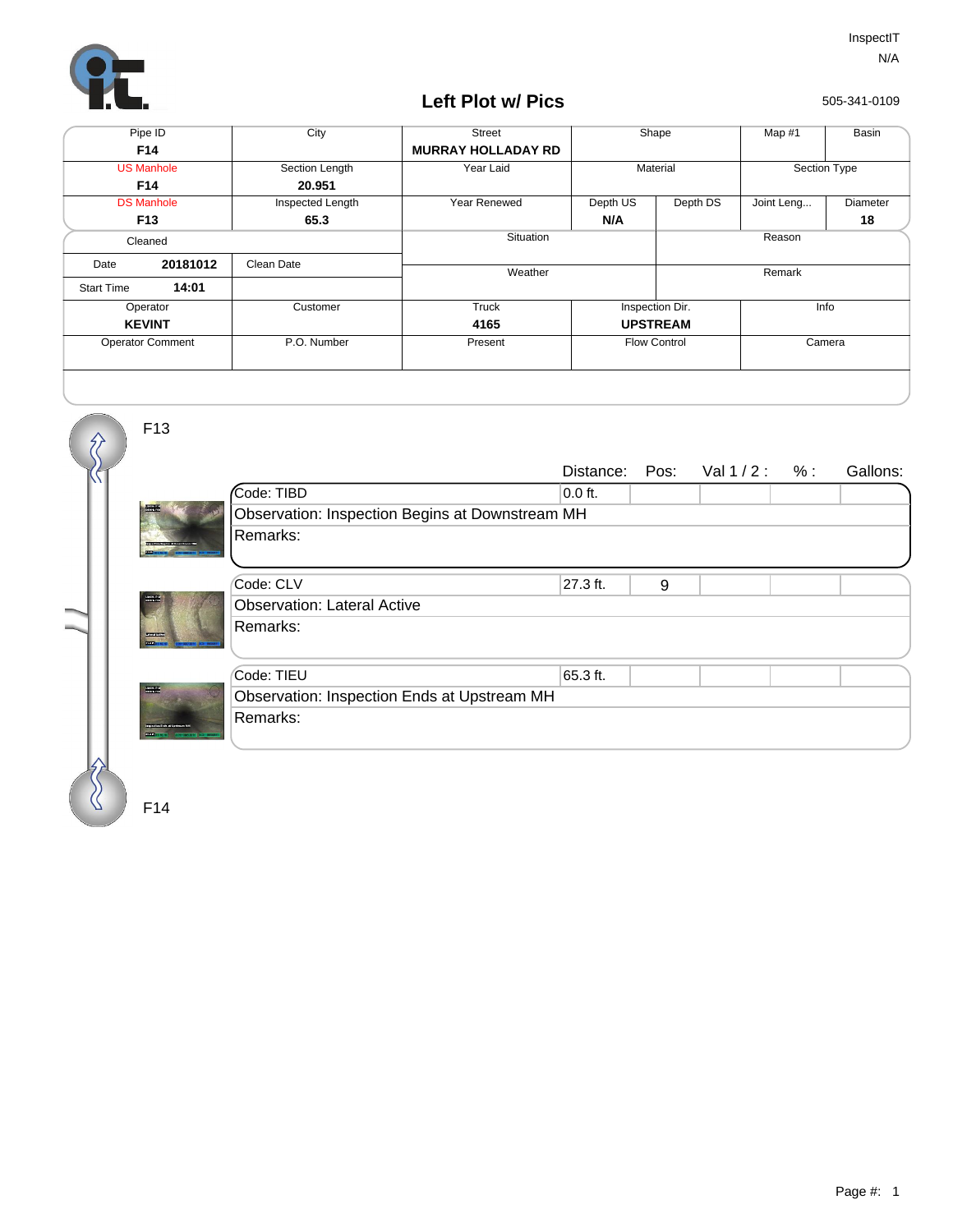InspectIT
N/A

505-341-0109

# Left Plot w/ Pics

| Pipe ID | City | Street | Shape | | Map #1 | Basin |
|---|---|---|---|---|---|---|
| F14 | | MURRAY HOLLADAY RD | | | | |
| US Manhole | Section Length | Year Laid | Material | | Section Type | |
| F14 | 20.951 | | | | | |
| DS Manhole | Inspected Length | Year Renewed | Depth US | Depth DS | Joint Leng... | Diameter |
| F13 | 65.3 | | N/A | | | 18 |

| Cleaned | | Situation | Reason |
|---|---|---|---|
| Date 20181012 | Clean Date | Weather | Remark |
| Start Time 14:01 | | | |

| Operator | Customer | Truck | Inspection Dir. | Info |
|---|---|---|---|---|
| KEVINT | | 4165 | UPSTREAM | |
| Operator Comment | P.O. Number | Present | Flow Control | Camera |
| | | | | |

F13

| Code | Distance: | Pos: | Val 1 / 2 : | % : | Gallons: |
|---|---|---|---|---|---|
| Code: TIBD | 0.0 ft. | | | | |
| Observation: Inspection Begins at Downstream MH | | | | | |
| Remarks: | | | | | |
| Code: CLV | 27.3 ft. | 9 | | | |
| Observation: Lateral Active | | | | | |
| Remarks: | | | | | |
| Code: TIEU | 65.3 ft. | | | | |
| Observation: Inspection Ends at Upstream MH | | | | | |
| Remarks: | | | | | |

F14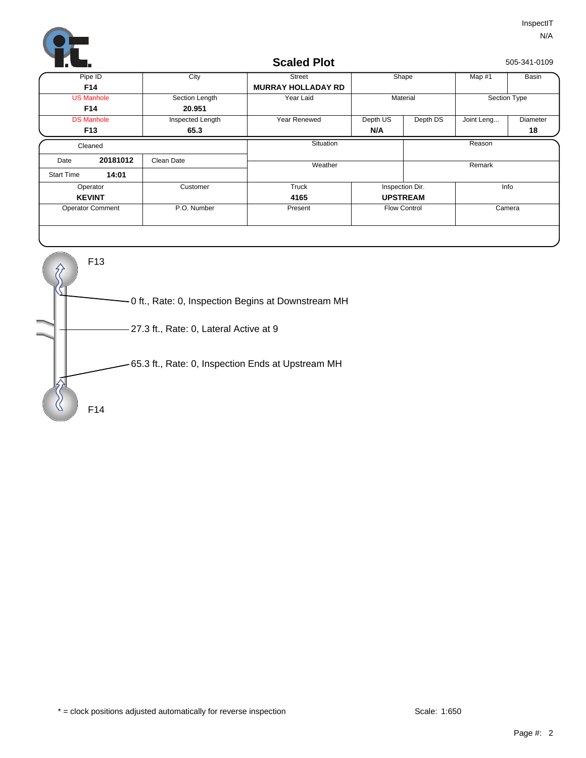InspectIT
N/A

# Scaled Plot

505-341-0109

| Pipe ID | City | Street | Shape | | Map #1 | Basin |
|---|---|---|---|---|---|---|
| **F14** | | **MURRAY HOLLADAY RD** | | | | |
| US Manhole | Section Length | Year Laid | Material | | Section Type | |
| **F14** | **20.951** | | | | | |
| DS Manhole | Inspected Length | Year Renewed | Depth US | Depth DS | Joint Leng... | Diameter |
| **F13** | **65.3** | | **N/A** | | | **18** |

| Cleaned | | Situation | Reason |
|---|---|---|---|
| Date **20181012** | Clean Date | Weather | Remark |
| Start Time **14:01** | | | |
| Operator | Customer | Truck | Inspection Dir. | Info |
| **KEVINT** | | **4165** | **UPSTREAM** | |
| Operator Comment | P.O. Number | Present | Flow Control | Camera |

F13

0 ft., Rate: 0, Inspection Begins at Downstream MH

27.3 ft., Rate: 0, Lateral Active at 9

65.3 ft., Rate: 0, Inspection Ends at Upstream MH

F14

* = clock positions adjusted automatically for reverse inspection

Scale: 1:650